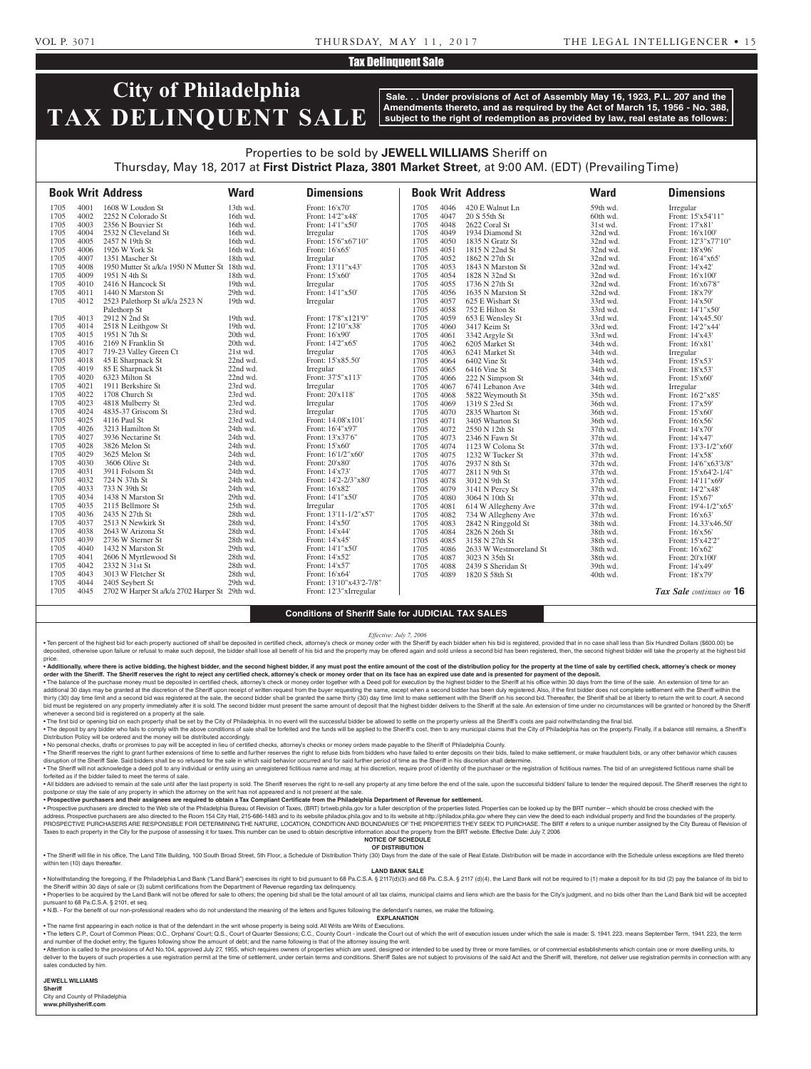## Tax Delinquent Sale

# City of Philadelphia TAX DELINQUENT SALE

**Sale. . . Under provisions of Act of Assembly May 16, 1923, P.L. 207 and the Amendments thereto, and as required by the Act of March 15, 1956 - No. 388, subject to the right of redemption as provided by law, real estate as follows:**

Properties to be sold by **JEWELL WILLIAMS** Sheriff on
Thursday, May 18, 2017 at **First District Plaza, 3801 Market Street**, at 9:00 AM. (EDT) (Prevailing Time)

| Book | Writ | Address | Ward | Dimensions |
|---|---|---|---|---|
| 1705 | 4001 | 1608 W Loudon St | 13th wd. | Front: 16'x70' |
| 1705 | 4002 | 2252 N Colorado St | 16th wd. | Front: 14'2"x48' |
| 1705 | 4003 | 2356 N Bouvier St | 16th wd. | Front: 14'1"x50' |
| 1705 | 4004 | 2532 N Cleveland St | 16th wd. | Irregular |
| 1705 | 4005 | 2457 N 19th St | 16th wd. | Front: 15'6"x67'10" |
| 1705 | 4006 | 1926 W York St | 16th wd. | Front: 16'x65' |
| 1705 | 4007 | 1351 Mascher St | 18th wd. | Irregular |
| 1705 | 4008 | 1950 Mutter St a/k/a 1950 N Mutter St | 18th wd. | Front: 13'11"x43' |
| 1705 | 4009 | 1951 N 4th St | 18th wd. | Front: 15'x60' |
| 1705 | 4010 | 2416 N Hancock St | 19th wd. | Irregular |
| 1705 | 4011 | 1440 N Marston St | 29th wd. | Front: 14'1"x50' |
| 1705 | 4012 | 2523 Palethorp St a/k/a 2523 N Palethorp St | 19th wd. | Irregular |
| 1705 | 4013 | 2912 N 2nd St | 19th wd. | Front: 17'8"x121'9" |
| 1705 | 4014 | 2518 N Leithgow St | 19th wd. | Front: 12'10"x38' |
| 1705 | 4015 | 1951 N 7th St | 20th wd. | Front: 16'x90' |
| 1705 | 4016 | 2169 N Franklin St | 20th wd. | Front: 14'2"x65' |
| 1705 | 4017 | 719-23 Valley Green Ct | 21st wd. | Irregular |
| 1705 | 4018 | 45 E Sharpnack St | 22nd wd. | Front: 15'x85.50' |
| 1705 | 4019 | 85 E Sharpnack St | 22nd wd. | Irregular |
| 1705 | 4020 | 6323 Milton St | 22nd wd. | Front: 37'5"x113' |
| 1705 | 4021 | 1911 Berkshire St | 23rd wd. | Irregular |
| 1705 | 4022 | 1708 Church St | 23rd wd. | Front: 20'x118' |
| 1705 | 4023 | 4818 Mulberry St | 23rd wd. | Irregular |
| 1705 | 4024 | 4835-37 Griscom St | 23rd wd. | Irregular |
| 1705 | 4025 | 4116 Paul St | 23rd wd. | Front: 14.08'x101' |
| 1705 | 4026 | 3213 Hamilton St | 24th wd. | Front: 16'4"x97' |
| 1705 | 4027 | 3936 Nectarine St | 24th wd. | Front: 13'x37'6" |
| 1705 | 4028 | 3826 Melon St | 24th wd. | Front: 15'x60' |
| 1705 | 4029 | 3625 Melon St | 24th wd. | Front: 16'1/2"x60' |
| 1705 | 4030 | 3606 Olive St | 24th wd. | Front: 20'x80' |
| 1705 | 4031 | 3911 Folsom St | 24th wd. | Front: 14'x73' |
| 1705 | 4032 | 724 N 37th St | 24th wd. | Front: 14'2-2/3"x80' |
| 1705 | 4033 | 733 N 39th St | 24th wd. | Front: 16'x82' |
| 1705 | 4034 | 1438 N Marston St | 29th wd. | Front: 14'1"x50' |
| 1705 | 4035 | 2115 Bellmore St | 25th wd. | Irregular |
| 1705 | 4036 | 2435 N 27th St | 28th wd. | Front: 13'11-1/2"x57' |
| 1705 | 4037 | 2513 N Newkirk St | 28th wd. | Front: 14'x50' |
| 1705 | 4038 | 2643 W Arizona St | 28th wd. | Front: 14'x44' |
| 1705 | 4039 | 2736 W Sterner St | 28th wd. | Front: 14'x45' |
| 1705 | 4040 | 1432 N Marston St | 29th wd. | Front: 14'1"x50' |
| 1705 | 4041 | 2606 N Myrtlewood St | 28th wd. | Front: 14'x52' |
| 1705 | 4042 | 2332 N 31st St | 28th wd. | Front: 14'x57' |
| 1705 | 4043 | 3013 W Fletcher St | 28th wd. | Front: 16'x64' |
| 1705 | 4044 | 2405 Seybert St | 29th wd. | Front: 13'10"x43'2-7/8" |
| 1705 | 4045 | 2702 W Harper St a/k/a 2702 Harper St | 29th wd. | Front: 12'3"xIrregular |
| 1705 | 4046 | 420 E Walnut Ln | 59th wd. | Irregular |
| 1705 | 4047 | 20 S 55th St | 60th wd. | Front: 15'x54'11" |
| 1705 | 4048 | 2622 Coral St | 31st wd. | Front: 17'x81' |
| 1705 | 4049 | 1934 Diamond St | 32nd wd. | Front: 16'x100' |
| 1705 | 4050 | 1835 N Gratz St | 32nd wd. | Front: 12'3"x77'10" |
| 1705 | 4051 | 1815 N 22nd St | 32nd wd. | Front: 18'x96' |
| 1705 | 4052 | 1862 N 27th St | 32nd wd. | Front: 16'4"x65' |
| 1705 | 4053 | 1843 N Marston St | 32nd wd. | Front: 14'x42' |
| 1705 | 4054 | 1828 N 32nd St | 32nd wd. | Front: 16'x100' |
| 1705 | 4055 | 1736 N 27th St | 32nd wd. | Front: 16'x67'8" |
| 1705 | 4056 | 1635 N Marston St | 32nd wd. | Front: 18'x79' |
| 1705 | 4057 | 625 E Wishart St | 33rd wd. | Front: 14'x50' |
| 1705 | 4058 | 752 E Hilton St | 33rd wd. | Front: 14'1"x50' |
| 1705 | 4059 | 653 E Wensley St | 33rd wd. | Front: 14'x45.50' |
| 1705 | 4060 | 3417 Keim St | 33rd wd. | Front: 14'2"x44' |
| 1705 | 4061 | 3342 Argyle St | 33rd wd. | Front: 14'x43' |
| 1705 | 4062 | 6205 Market St | 34th wd. | Front: 16'x81' |
| 1705 | 4063 | 6241 Market St | 34th wd. | Irregular |
| 1705 | 4064 | 6402 Vine St | 34th wd. | Front: 15'x53' |
| 1705 | 4065 | 6416 Vine St | 34th wd. | Front: 18'x53' |
| 1705 | 4066 | 222 N Simpson St | 34th wd. | Front: 15'x60' |
| 1705 | 4067 | 6741 Lebanon Ave | 34th wd. | Irregular |
| 1705 | 4068 | 5822 Weymouth St | 35th wd. | Front: 16'2"x85' |
| 1705 | 4069 | 1319 S 23rd St | 36th wd. | Front: 17'x59' |
| 1705 | 4070 | 2835 Wharton St | 36th wd. | Front: 15'x60' |
| 1705 | 4071 | 3405 Wharton St | 36th wd. | Front: 16'x56' |
| 1705 | 4072 | 2550 N 12th St | 37th wd. | Front: 14'x70' |
| 1705 | 4073 | 2346 N Fawn St | 37th wd. | Front: 14'x67' |
| 1705 | 4074 | 1123 W Colona St | 37th wd. | Front: 13'3-1/2"x60' |
| 1705 | 4075 | 1232 W Tucker St | 37th wd. | Front: 14'x58' |
| 1705 | 4076 | 2937 N 8th St | 37th wd. | Front: 14'6"x63'3/8" |
| 1705 | 4077 | 2811 N 9th St | 37th wd. | Front: 15'x64'2-1/4" |
| 1705 | 4078 | 3012 N 9th St | 37th wd. | Front: 14'11"x69' |
| 1705 | 4079 | 3141 N Percy St | 37th wd. | Front: 14'2"x48' |
| 1705 | 4080 | 3064 N 10th St | 37th wd. | Front: 15'x67' |
| 1705 | 4081 | 614 W Allegheny Ave | 37th wd. | Front: 19'4-1/2"x65' |
| 1705 | 4082 | 734 W Allegheny Ave | 37th wd. | Front: 16'x63' |
| 1705 | 4083 | 2842 N Ringgold St | 38th wd. | Front: 14.33'x46.50' |
| 1705 | 4084 | 2826 N 26th St | 38th wd. | Front: 16'x56' |
| 1705 | 4085 | 3158 N 27th St | 38th wd. | Front: 15'x42'2" |
| 1705 | 4086 | 2633 W Westmoreland St | 38th wd. | Front: 16'x62' |
| 1705 | 4087 | 3023 N 35th St | 38th wd. | Front: 20'x100' |
| 1705 | 4088 | 2439 S Sheridan St | 39th wd. | Front: 14'x49' |
| 1705 | 4089 | 1820 S 58th St | 40th wd. | Front: 18'x79' |

*Tax Sale continues on* **16**

### Conditions of Sheriff Sale for JUDICIAL TAX SALES

*Effective: July 7, 2006*

• Ten percent of the highest bid for each property auctioned off shall be deposited in certified check, attorney's check or money order with the Sheriff by each bidder when his bid is registered, provided that in no case shall less than Six Hundred Dollars ($600.00) be deposited, otherwise upon failure or refusal to make such deposit, the bidder shall lose all benefit of his bid and the property may be offered again and sold unless a second bid has been registered, then, the second highest bidder will take the property at the highest bid price.

**• Additionally, where there is active bidding, the highest bidder, and the second highest bidder, if any must post the entire amount of the cost of the distribution policy for the property at the time of sale by certified check, attorney's check or money order with the Sheriff. The Sheriff reserves the right to reject any certified check, attorney's check or money order that on its face has an expired use date and is presented for payment of the deposit.**

• The balance of the purchase money must be deposited in certified check, attorney's check or money order together with a Deed poll for execution by the highest bidder to the Sheriff at his office within 30 days from the time of the sale. An extension of time for an additional 30 days may be granted at the discretion of the Sheriff upon receipt of written request from the buyer requesting the same, except when a second bidder has been duly registered. Also, if the first bidder does not complete settlement with the Sheriff within the thirty (30) day time limit and a second bid was registered at the sale, the second bidder shall be granted the same thirty (30) day time limit to make settlement with the Sheriff on his second bid. Thereafter, the Sheriff shall be at liberty to return the writ to court. A second bid must be registered on any property immediately after it is sold. The second bidder must present the same amount of deposit that the highest bidder delivers to the Sheriff at the sale. An extension of time under no circumstances will be granted or honored by the Sheriff whenever a second bid is registered on a property at the sale.

• The first bid or opening bid on each property shall be set by the City of Philadelphia. In no event will the successful bidder be allowed to settle on the property unless all the Sheriff's costs are paid notwithstanding the final bid.

• The deposit by any bidder who fails to comply with the above conditions of sale shall be forfeited and the funds will be applied to the Sheriff's cost, then to any municipal claims that the City of Philadelphia has on the property. Finally, if a balance still remains, a Sheriff's Distribution Policy will be ordered and the money will be distributed accordingly.

• No personal checks, drafts or promises to pay will be accepted in lieu of certified checks, attorney's checks or money orders made payable to the Sheriff of Philadelphia County.

• The Sheriff reserves the right to grant further extensions of time to settle and further reserves the right to refuse bids from bidders who have failed to enter deposits on their bids, failed to make settlement, or make fraudulent bids, or any other behavior which causes disruption of the Sheriff Sale. Said bidders shall be so refused for the sale in which said behavior occurred and for said further period of time as the Sheriff in his discretion shall determine.

• The Sheriff will not acknowledge a deed poll to any individual or entity using an unregistered fictitious name and may, at his discretion, require proof of identity of the purchaser or the registration of fictitious names. The bid of an unregistered fictitious name shall be forfeited as if the bidder failed to meet the terms of sale.

• All bidders are advised to remain at the sale until after the last property is sold. The Sheriff reserves the right to re-sell any property at any time before the end of the sale, upon the successful bidders' failure to tender the required deposit. The Sheriff reserves the right to postpone or stay the sale of any property in which the attorney on the writ has not appeared and is not present at the sale.

**• Prospective purchasers and their assignees are required to obtain a Tax Compliant Certificate from the Philadelphia Department of Revenue for settlement.**

• Prospective purchasers are directed to the Web site of the Philadelphia Bureau of Revision of Taxes, (BRT) brtweb.phila.gov for a fuller description of the properties listed. Properties can be looked up by the BRT number – which should be cross checked with the address. Prospective purchasers are also directed to the Room 154 City Hall, 215-686-1483 and to its website philadox.phila.gov and to its website at http://philadox.phila.gov where they can view the deed to each individual property and find the boundaries of the property. PROSPECTIVE PURCHASERS ARE RESPONSIBLE FOR DETERMINING THE NATURE, LOCATION, CONDITION AND BOUNDARIES OF THE PROPERTIES THEY SEEK TO PURCHASE. The BRT # refers to a unique number assigned by the City Bureau of Revision of Taxes to each property in the City for the purpose of assessing it for taxes. This number can be used to obtain descriptive information about the property from the BRT website. Effective Date: July 7, 2006

**NOTICE OF SCHEDULE OF DISTRIBUTION**

• The Sheriff will file in his office, The Land Title Building, 100 South Broad Street, 5th Floor, a Schedule of Distribution Thirty (30) Days from the date of the sale of Real Estate. Distribution will be made in accordance with the Schedule unless exceptions are filed thereto within ten (10) days thereafter.

**LAND BANK SALE**

• Notwithstanding the foregoing, if the Philadelphia Land Bank ("Land Bank") exercises its right to bid pursuant to 68 Pa.C.S.A. § 2117(d)(3) and 68 Pa. C.S.A. § 2117 (d)(4), the Land Bank will not be required to (1) make a deposit for its bid (2) pay the balance of its bid to the Sheriff within 30 days of sale or (3) submit certifications from the Department of Revenue regarding tax delinquency.

• Properties to be acquired by the Land Bank will not be offered for sale to others; the opening bid shall be the total amount of all tax claims, municipal claims and liens which are the basis for the City's judgment, and no bids other than the Land Bank bid will be accepted pursuant to 68 Pa.C.S.A. § 2101, et seq.

• N.B. - For the benefit of our non-professional readers who do not understand the meaning of the letters and figures following the defendant's names, we make the following.

**EXPLANATION**

• The name first appearing in each notice is that of the defendant in the writ whose property is being sold. All Writs are Writs of Executions.

• The letters C.P., Court of Common Pleas; O.C., Orphans' Court; Q.S., Court of Quarter Sessions; C.C., County Court - indicate the Court out of which the writ of execution issues under which the sale is made: S. 1941. 223. means September Term, 1941. 223, the term and number of the docket entry; the figures following show the amount of debt; and the name following is that of the attorney issuing the writ.

• Attention is called to the provisions of Act No.104, approved July 27, 1955, which requires owners of properties which are used, designed or intended to be used by three or more families, or of commercial establishments which contain one or more dwelling units, to deliver to the buyers of such properties a use registration permit at the time of settlement, under certain terms and conditions. Sheriff Sales are not subject to provisions of the said Act and the Sheriff will, therefore, not deliver use registration permits in connection with any sales conducted by him.

**JEWELL WILLIAMS**
**Sheriff**
City and County of Philadelphia
**www.phillysheriff.com**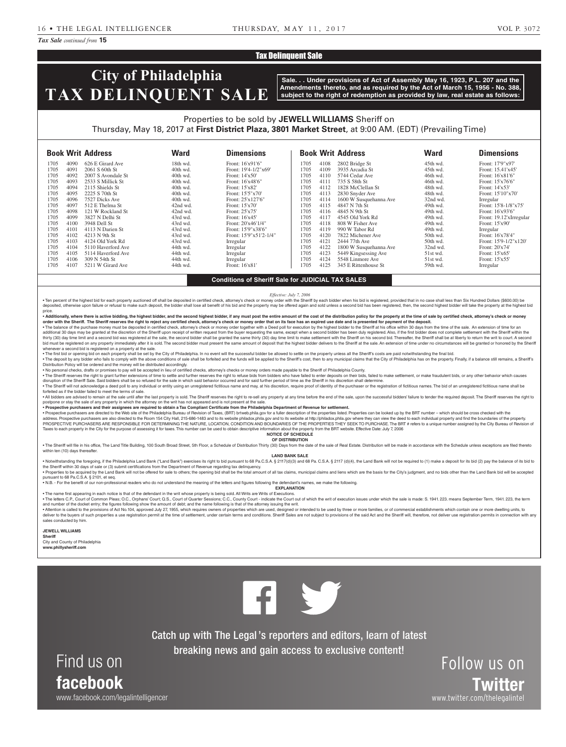*Tax Sale continued from* **15**

Tax Delinquent Sale

# City of Philadelphia TAX DELINQUENT SALE

**Sale. . . Under provisions of Act of Assembly May 16, 1923, P.L. 207 and the Amendments thereto, and as required by the Act of March 15, 1956 - No. 388, subject to the right of redemption as provided by law, real estate as follows:**

Properties to be sold by **JEWELL WILLIAMS** Sheriff on Thursday, May 18, 2017 at **First District Plaza, 3801 Market Street**, at 9:00 AM. (EDT) (Prevailing Time)

| Book | Writ | Address | Ward | Dimensions |
|---|---|---|---|---|
| 1705 | 4090 | 626 E Girard Ave | 18th wd. | Front: 16'x91'6" |
| 1705 | 4091 | 2061 S 60th St | 40th wd. | Front: 19'4-1/2"x69' |
| 1705 | 4092 | 2007 S Avondale St | 40th wd. | Front: 14'x50' |
| 1705 | 4093 | 2533 S Millick St | 40th wd. | Front: 16'x48'6" |
| 1705 | 4094 | 2115 Shields St | 40th wd. | Front: 15'x82' |
| 1705 | 4095 | 2225 S 70th St | 40th wd. | Front: 15'5"x70' |
| 1705 | 4096 | 7527 Dicks Ave | 40th wd. | Front: 25'x127'6" |
| 1705 | 4097 | 512 E Thelma St | 42nd wd. | Front: 15'x70' |
| 1705 | 4098 | 121 W Rockland St | 42nd wd. | Front: 25'x75' |
| 1705 | 4099 | 3827 N Delhi St | 43rd wd. | Front: 16'x45' |
| 1705 | 4100 | 3948 Dell St | 43rd wd. | Front: 20'x46'1/4" |
| 1705 | 4101 | 4113 N Darien St | 43rd wd. | Front: 15'x38'6" |
| 1705 | 4102 | 4213 N 9th St | 43rd wd. | Front: 15'9"x51'2-1/4" |
| 1705 | 4103 | 4124 Old York Rd | 43rd wd. | Irregular |
| 1705 | 4104 | 5110 Haverford Ave | 44th wd. | Irregular |
| 1705 | 4105 | 5114 Haverford Ave | 44th wd. | Irregular |
| 1705 | 4106 | 309 N 54th St | 44th wd. | Irregular |
| 1705 | 4107 | 5211 W Girard Ave | 44th wd. | Front: 16'x81' |
| 1705 | 4108 | 2802 Bridge St | 45th wd. | Front: 17'9"x97' |
| 1705 | 4109 | 3935 Arcadia St | 45th wd. | Front: 15.41'x45' |
| 1705 | 4110 | 5744 Cedar Ave | 46th wd. | Front: 16'x81'6" |
| 1705 | 4111 | 735 S 58th St | 46th wd. | Front: 15'x76'6" |
| 1705 | 4112 | 1828 McClellan St | 48th wd. | Front: 14'x53' |
| 1705 | 4113 | 2830 Snyder Ave | 48th wd. | Front: 15'10"x70' |
| 1705 | 4114 | 1600 W Susquehanna Ave | 32nd wd. | Irregular |
| 1705 | 4115 | 4847 N 7th St | 49th wd. | Front: 15'8-1/8"x75' |
| 1705 | 4116 | 4845 N 9th St | 49th wd. | Front: 16'x93'6" |
| 1705 | 4117 | 4545 Old York Rd | 49th wd. | Front: 19.12'xIrregular |
| 1705 | 4118 | 808 W Fisher Ave | 49th wd. | Front: 15'x90' |
| 1705 | 4119 | 990 W Tabor Rd | 49th wd. | Irregular |
| 1705 | 4120 | 7822 Michener Ave | 50th wd. | Front: 16'x78'4" |
| 1705 | 4121 | 2444 77th Ave | 50th wd. | Front: 15'9-1/2"x120' |
| 1705 | 4122 | 1800 W Susquehanna Ave | 32nd wd. | Front: 20'x74' |
| 1705 | 4123 | 5449 Kingsessing Ave | 51st wd. | Front: 15'x65' |
| 1705 | 4124 | 5548 Linmore Ave | 51st wd. | Front: 15'x55' |
| 1705 | 4125 | 345 E Rittenhouse St | 59th wd. | Irregular |

## Conditions of Sheriff Sale for JUDICIAL TAX SALES

*Effective: July 7, 2006*

• Ten percent of the highest bid for each property auctioned off shall be deposited in certified check, attorney's check or money order with the Sheriff by each bidder when his bid is registered, provided that in no case shall less than Six Hundred Dollars ($600.00) be deposited, otherwise upon failure or refusal to make such deposit, the bidder shall lose all benefit of his bid and the property may be offered again and sold unless a second bid has been registered, then, the second highest bidder will take the property at the highest bid price.

**• Additionally, where there is active bidding, the highest bidder, and the second highest bidder, if any must post the entire amount of the cost of the distribution policy for the property at the time of sale by certified check, attorney's check or money order with the Sheriff. The Sheriff reserves the right to reject any certified check, attorney's check or money order that on its face has an expired use date and is presented for payment of the deposit.**

• The balance of the purchase money must be deposited in certified check, attorney's check or money order together with a Deed poll for execution by the highest bidder to the Sheriff at his office within 30 days from the time of the sale. An extension of time for an additional 30 days may be granted at the discretion of the Sheriff upon receipt of written request from the buyer requesting the same, except when a second bidder has been duly registered. Also, if the first bidder does not complete settlement with the Sheriff within the thirty (30) day time limit and a second bid was registered at the sale, the second bidder shall be granted the same thirty (30) day time limit to make settlement with the Sheriff on his second bid. Thereafter, the Sheriff shall be at liberty to return the writ to court. A second bid must be registered on any property immediately after it is sold. The second bidder must present the same amount of deposit that the highest bidder delivers to the Sheriff at the sale. An extension of time under no circumstances will be granted or honored by the Sheriff whenever a second bid is registered on a property at the sale.

• The first bid or opening bid on each property shall be set by the City of Philadelphia. In no event will the successful bidder be allowed to settle on the property unless all the Sheriff's costs are paid notwithstanding the final bid.

• The deposit by any bidder who fails to comply with the above conditions of sale shall be forfeited and the funds will be applied to the Sheriff's cost, then to any municipal claims that the City of Philadelphia has on the property. Finally, if a balance still remains, a Sheriff's Distribution Policy will be ordered and the money will be distributed accordingly.

• No personal checks, drafts or promises to pay will be accepted in lieu of certified checks, attorney's checks or money orders made payable to the Sheriff of Philadelphia County.

• The Sheriff reserves the right to grant further extensions of time to settle and further reserves the right to refuse bids from bidders who have failed to enter deposits on their bids, failed to make settlement, or make fraudulent bids, or any other behavior which causes disruption of the Sheriff Sale. Said bidders shall be so refused for the sale in which said behavior occurred and for said further period of time as the Sheriff in his discretion shall determine.

• The Sheriff will not acknowledge a deed poll to any individual or entity using an unregistered fictitious name and may, at his discretion, require proof of identity of the purchaser or the registration of fictitious names. The bid of an unregistered fictitious name shall be forfeited as if the bidder failed to meet the terms of sale.

• All bidders are advised to remain at the sale until after the last property is sold. The Sheriff reserves the right to re-sell any property at any time before the end of the sale, upon the successful bidders' failure to tender the required deposit. The Sheriff reserves the right to postpone or stay the sale of any property in which the attorney on the writ has not appeared and is not present at the sale.

**• Prospective purchasers and their assignees are required to obtain a Tax Compliant Certificate from the Philadelphia Department of Revenue for settlement.**

• Prospective purchasers are directed to the Web site of the Philadelphia Bureau of Revision of Taxes, (BRT) brtweb.phila.gov for a fuller description of the properties listed. Properties can be looked up by the BRT number – which should be cross checked with the address. Prospective purchasers are also directed to the Room 154 City Hall, 215-686-1483 and to its website philadox.phila.gov and to its website at http://philadox.phila.gov where they can view the deed to each individual property and find the boundaries of the property. PROSPECTIVE PURCHASERS ARE RESPONSIBLE FOR DETERMINING THE NATURE, LOCATION, CONDITION AND BOUNDARIES OF THE PROPERTIES THEY SEEK TO PURCHASE. The BRT # refers to a unique number assigned by the City Bureau of Revision of Taxes to each property in the City for the purpose of assessing it for taxes. This number can be used to obtain descriptive information about the property from the BRT website. Effective Date: July 7, 2006

**NOTICE OF SCHEDULE OF DISTRIBUTION**

• The Sheriff will file in his office, The Land Title Building, 100 South Broad Street, 5th Floor, a Schedule of Distribution Thirty (30) Days from the date of the sale of Real Estate. Distribution will be made in accordance with the Schedule unless exceptions are filed thereto within ten (10) days thereafter.

**LAND BANK SALE**

• Notwithstanding the foregoing, if the Philadelphia Land Bank ("Land Bank") exercises its right to bid pursuant to 68 Pa.C.S.A. § 2117(d)(3) and 68 Pa. C.S.A. § 2117 (d)(4), the Land Bank will not be required to (1) make a deposit for its bid (2) pay the balance of its bid to the Sheriff within 30 days of sale or (3) submit certifications from the Department of Revenue regarding tax delinquency.

• Properties to be acquired by the Land Bank will not be offered for sale to others; the opening bid shall be the total amount of all tax claims, municipal claims and liens which are the basis for the City's judgment, and no bids other than the Land Bank bid will be accepted pursuant to 68 Pa.C.S.A. § 2101, et seq.

• N.B. - For the benefit of our non-professional readers who do not understand the meaning of the letters and figures following the defendant's names, we make the following.

**EXPLANATION**

• The name first appearing in each notice is that of the defendant in the writ whose property is being sold. All Writs are Writs of Executions.

• The letters C.P., Court of Common Pleas; O.C., Orphans' Court; Q.S., Court of Quarter Sessions; C.C., County Court - indicate the Court out of which the writ of execution issues under which the sale is made: S. 1941. 223. means September Term, 1941. 223, the term and number of the docket entry; the figures following show the amount of debt; and the name following is that of the attorney issuing the writ.

• Attention is called to the provisions of Act No.104, approved July 27, 1955, which requires owners of properties which are used, designed or intended to be used by three or more families, or of commercial establishments which contain one or more dwelling units, to deliver to the buyers of such properties a use registration permit at the time of settlement, under certain terms and conditions. Sheriff Sales are not subject to provisions of the said Act and the Sheriff will, therefore, not deliver use registration permits in connection with any sales conducted by him.

**JEWELL WILLIAMS**
**Sheriff**
City and County of Philadelphia
**www.phillysheriff.com**

Catch up with The Legal's reporters and editors, learn of latest breaking news and gain access to exclusive content!

Find us on **facebook**
www.facebook.com/legalintelligencer

Follow us on **Twitter**
www.twitter.com/thelegalintel